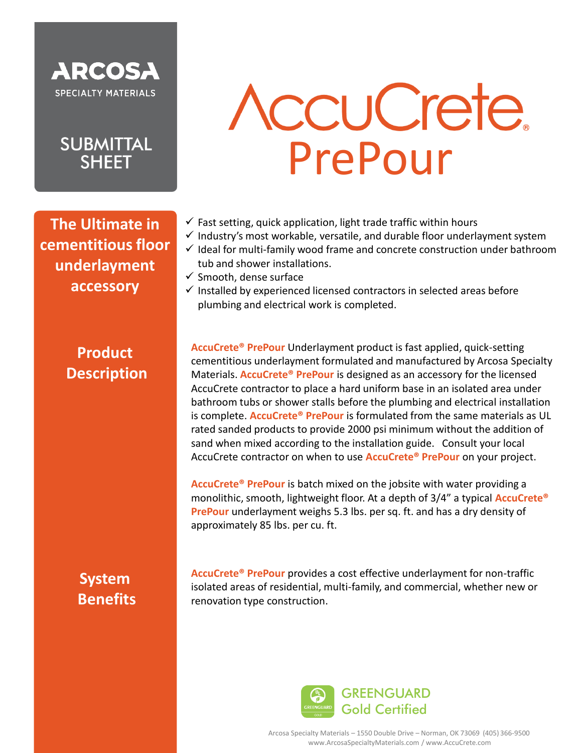ARCOSA

SPECIALTY MATERIALS

SUBMITTAL SHEET

# AccuCrete® PrePour

## The Ultimate in cementitious floor underlayment accessory

- ✓ Fast setting, quick application, light trade traffic within hours
- ✓ Industry's most workable, versatile, and durable floor underlayment system
- ✓ Ideal for multi-family wood frame and concrete construction under bathroom tub and shower installations.
- ✓ Smooth, dense surface
- ✓ Installed by experienced licensed contractors in selected areas before plumbing and electrical work is completed.

## Product Description

**AccuCrete® PrePour** Underlayment product is fast applied, quick-setting cementitious underlayment formulated and manufactured by Arcosa Specialty Materials. **AccuCrete® PrePour** is designed as an accessory for the licensed AccuCrete contractor to place a hard uniform base in an isolated area under bathroom tubs or shower stalls before the plumbing and electrical installation is complete. **AccuCrete® PrePour** is formulated from the same materials as UL rated sanded products to provide 2000 psi minimum without the addition of sand when mixed according to the installation guide. Consult your local AccuCrete contractor on when to use **AccuCrete® PrePour** on your project.

**AccuCrete® PrePour** is batch mixed on the jobsite with water providing a monolithic, smooth, lightweight floor. At a depth of 3/4" a typical **AccuCrete® PrePour** underlayment weighs 5.3 lbs. per sq. ft. and has a dry density of approximately 85 lbs. per cu. ft.

## System Benefits

**AccuCrete® PrePour** provides a cost effective underlayment for non-traffic isolated areas of residential, multi-family, and commercial, whether new or renovation type construction.

GREENGUARD Gold Certified

Arcosa Specialty Materials – 1550 Double Drive – Norman, OK 73069 (405) 366-9500
www.ArcosaSpecialtyMaterials.com / www.AccuCrete.com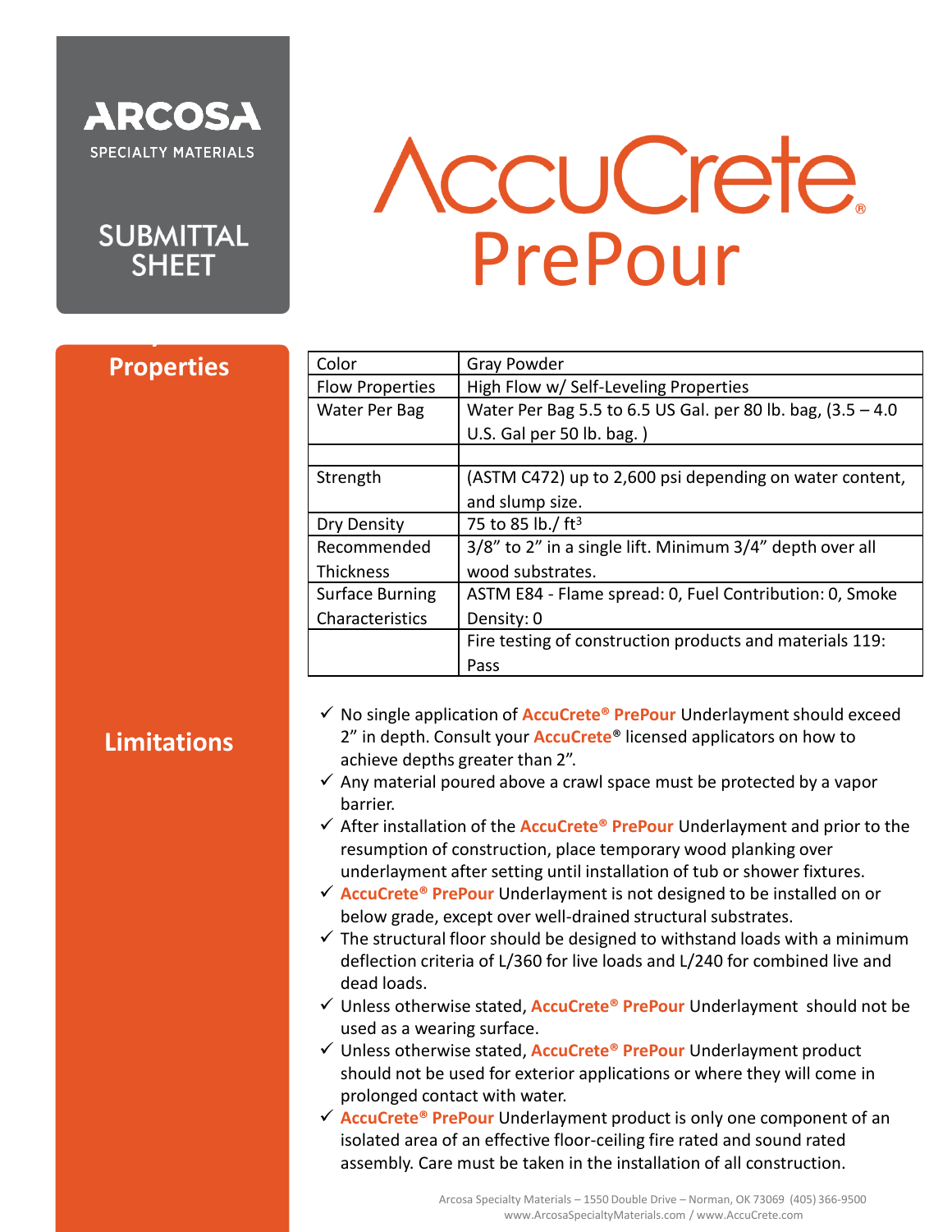ARCOSA

SPECIALTY MATERIALS

SUBMITTAL SHEET

# AccuCrete® PrePour

## Properties

| Color | Gray Powder |
|---|---|
| Flow Properties | High Flow w/ Self-Leveling Properties |
| Water Per Bag | Water Per Bag 5.5 to 6.5 US Gal. per 80 lb. bag, (3.5 – 4.0 U.S. Gal per 50 lb. bag. ) |
| | |
| Strength | (ASTM C472) up to 2,600 psi depending on water content, and slump size. |
| Dry Density | 75 to 85 lb./ ft³ |
| Recommended Thickness | 3/8” to 2” in a single lift. Minimum 3/4” depth over all wood substrates. |
| Surface Burning Characteristics | ASTM E84 - Flame spread: 0, Fuel Contribution: 0, Smoke Density: 0 |
| | Fire testing of construction products and materials 119: Pass |

## Limitations

- ✓ No single application of **AccuCrete® PrePour** Underlayment should exceed 2” in depth. Consult your **AccuCrete®** licensed applicators on how to achieve depths greater than 2”.
- ✓ Any material poured above a crawl space must be protected by a vapor barrier.
- ✓ After installation of the **AccuCrete® PrePour** Underlayment and prior to the resumption of construction, place temporary wood planking over underlayment after setting until installation of tub or shower fixtures.
- ✓ **AccuCrete® PrePour** Underlayment is not designed to be installed on or below grade, except over well-drained structural substrates.
- ✓ The structural floor should be designed to withstand loads with a minimum deflection criteria of L/360 for live loads and L/240 for combined live and dead loads.
- ✓ Unless otherwise stated, **AccuCrete® PrePour** Underlayment should not be used as a wearing surface.
- ✓ Unless otherwise stated, **AccuCrete® PrePour** Underlayment product should not be used for exterior applications or where they will come in prolonged contact with water.
- ✓ **AccuCrete® PrePour** Underlayment product is only one component of an isolated area of an effective floor-ceiling fire rated and sound rated assembly. Care must be taken in the installation of all construction.

Arcosa Specialty Materials – 1550 Double Drive – Norman, OK 73069 (405) 366-9500
www.ArcosaSpecialtyMaterials.com / www.AccuCrete.com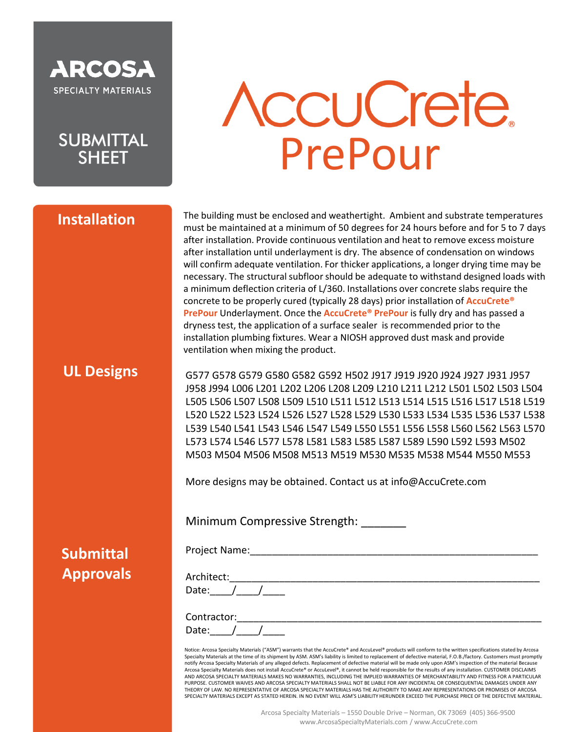ARCOSA SPECIALTY MATERIALS

# SUBMITTAL SHEET

# AccuCrete® PrePour

## Installation

The building must be enclosed and weathertight. Ambient and substrate temperatures must be maintained at a minimum of 50 degrees for 24 hours before and for 5 to 7 days after installation. Provide continuous ventilation and heat to remove excess moisture after installation until underlayment is dry. The absence of condensation on windows will confirm adequate ventilation. For thicker applications, a longer drying time may be necessary. The structural subfloor should be adequate to withstand designed loads with a minimum deflection criteria of L/360. Installations over concrete slabs require the concrete to be properly cured (typically 28 days) prior installation of **AccuCrete® PrePour** Underlayment. Once the **AccuCrete® PrePour** is fully dry and has passed a dryness test, the application of a surface sealer is recommended prior to the installation plumbing fixtures. Wear a NIOSH approved dust mask and provide ventilation when mixing the product.

## UL Designs

G577 G578 G579 G580 G582 G592 H502 J917 J919 J920 J924 J927 J931 J957 J958 J994 L006 L201 L202 L206 L208 L209 L210 L211 L212 L501 L502 L503 L504 L505 L506 L507 L508 L509 L510 L511 L512 L513 L514 L515 L516 L517 L518 L519 L520 L522 L523 L524 L526 L527 L528 L529 L530 L533 L534 L535 L536 L537 L538 L539 L540 L541 L543 L546 L547 L549 L550 L551 L556 L558 L560 L562 L563 L570 L573 L574 L546 L577 L578 L581 L583 L585 L587 L589 L590 L592 L593 M502 M503 M504 M506 M508 M513 M519 M530 M535 M538 M544 M550 M553

More designs may be obtained. Contact us at info@AccuCrete.com

Minimum Compressive Strength: _______

## Submittal Approvals

Project Name:_____________________________________________________

Architect:_________________________________________________________
Date:____/____/____

Contractor:________________________________________________________
Date:____/____/____

Notice: Arcosa Specialty Materials ("ASM") warrants that the AccuCrete® and AccuLevel® products will conform to the written specifications stated by Arcosa Specialty Materials at the time of its shipment by ASM. ASM's liability is limited to replacement of defective material, F.O.B./factory. Customers must promptly notify Arcosa Specialty Materials of any alleged defects. Replacement of defective material will be made only upon ASM's inspection of the material Because Arcosa Specialty Materials does not install AccuCrete® or AccuLevel®, it cannot be held responsible for the results of any installation. CUSTOMER DISCLAIMS AND ARCOSA SPECIALTY MATERIALS MAKES NO WARRANTIES, INCLUDING THE IMPLIED WARRANTIES OF MERCHANTABILITY AND FITNESS FOR A PARTICULAR PURPOSE. CUSTOMER WAIVES AND ARCOSA SPECIALTY MATERIALS SHALL NOT BE LIABLE FOR ANY INCIDENTAL OR CONSEQUENTIAL DAMAGES UNDER ANY THEORY OF LAW. NO REPRESENTATIVE OF ARCOSA SPECIALTY MATERIALS HAS THE AUTHORITY TO MAKE ANY REPRESENTATIONS OR PROMISES OF ARCOSA SPECIALTY MATERIALS EXCEPT AS STATED HEREIN. IN NO EVENT WILL ASM'S LIABILITY HERUNDER EXCEED THE PURCHASE PRICE OF THE DEFECTIVE MATERIAL.

Arcosa Specialty Materials – 1550 Double Drive – Norman, OK 73069 (405) 366-9500
www.ArcosaSpecialtyMaterials.com / www.AccuCrete.com